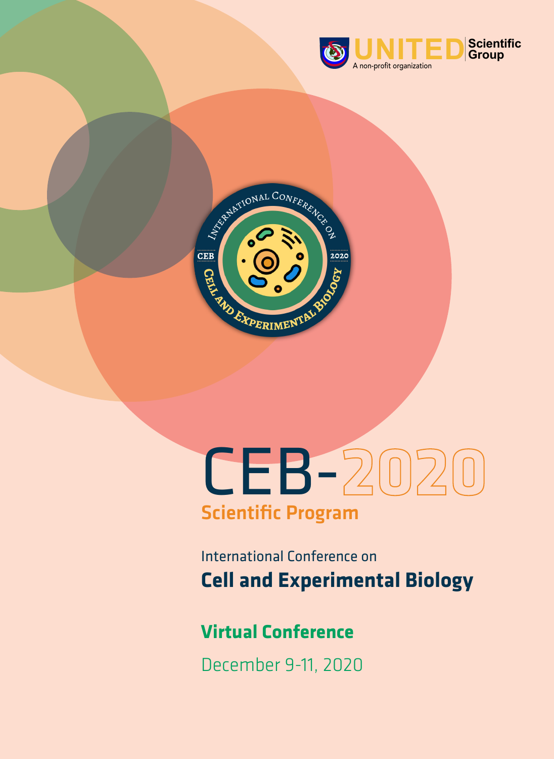UNITED Scientific Group

A non-profit organization

# CEB-2020

## Scientific Program

International Conference on

**Cell and Experimental Biology**

**Virtual Conference**

December 9-11, 2020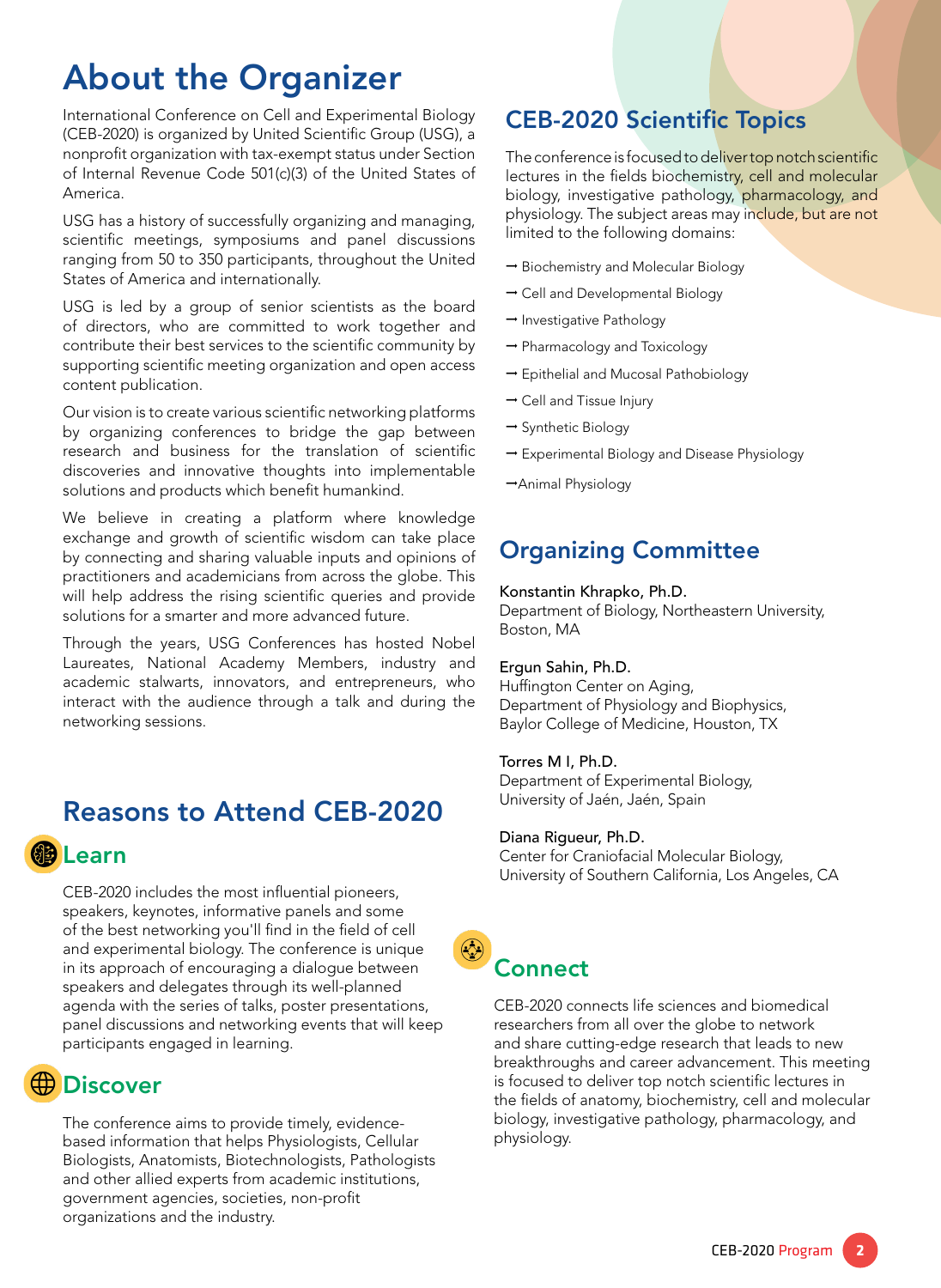# About the Organizer

International Conference on Cell and Experimental Biology (CEB-2020) is organized by United Scientific Group (USG), a nonprofit organization with tax-exempt status under Section of Internal Revenue Code 501(c)(3) of the United States of America.

USG has a history of successfully organizing and managing, scientific meetings, symposiums and panel discussions ranging from 50 to 350 participants, throughout the United States of America and internationally.

USG is led by a group of senior scientists as the board of directors, who are committed to work together and contribute their best services to the scientific community by supporting scientific meeting organization and open access content publication.

Our vision is to create various scientific networking platforms by organizing conferences to bridge the gap between research and business for the translation of scientific discoveries and innovative thoughts into implementable solutions and products which benefit humankind.

We believe in creating a platform where knowledge exchange and growth of scientific wisdom can take place by connecting and sharing valuable inputs and opinions of practitioners and academicians from across the globe. This will help address the rising scientific queries and provide solutions for a smarter and more advanced future.

Through the years, USG Conferences has hosted Nobel Laureates, National Academy Members, industry and academic stalwarts, innovators, and entrepreneurs, who interact with the audience through a talk and during the networking sessions.

## Reasons to Attend CEB-2020

### Learn

CEB-2020 includes the most influential pioneers, speakers, keynotes, informative panels and some of the best networking you'll find in the field of cell and experimental biology. The conference is unique in its approach of encouraging a dialogue between speakers and delegates through its well-planned agenda with the series of talks, poster presentations, panel discussions and networking events that will keep participants engaged in learning.

### Discover

The conference aims to provide timely, evidence-based information that helps Physiologists, Cellular Biologists, Anatomists, Biotechnologists, Pathologists and other allied experts from academic institutions, government agencies, societies, non-profit organizations and the industry.

### Connect

CEB-2020 connects life sciences and biomedical researchers from all over the globe to network and share cutting-edge research that leads to new breakthroughs and career advancement. This meeting is focused to deliver top notch scientific lectures in the fields of anatomy, biochemistry, cell and molecular biology, investigative pathology, pharmacology, and physiology.

## CEB-2020 Scientific Topics

The conference is focused to deliver top notch scientific lectures in the fields biochemistry, cell and molecular biology, investigative pathology, pharmacology, and physiology. The subject areas may include, but are not limited to the following domains:

- Biochemistry and Molecular Biology
- Cell and Developmental Biology
- Investigative Pathology
- Pharmacology and Toxicology
- Epithelial and Mucosal Pathobiology
- Cell and Tissue Injury
- Synthetic Biology
- Experimental Biology and Disease Physiology
- Animal Physiology

## Organizing Committee

**Konstantin Khrapko, Ph.D.**
Department of Biology, Northeastern University, Boston, MA

**Ergun Sahin, Ph.D.**
Huffington Center on Aging,
Department of Physiology and Biophysics,
Baylor College of Medicine, Houston, TX

**Torres M I, Ph.D.**
Department of Experimental Biology,
University of Jaén, Jaén, Spain

**Diana Rigueur, Ph.D.**
Center for Craniofacial Molecular Biology,
University of Southern California, Los Angeles, CA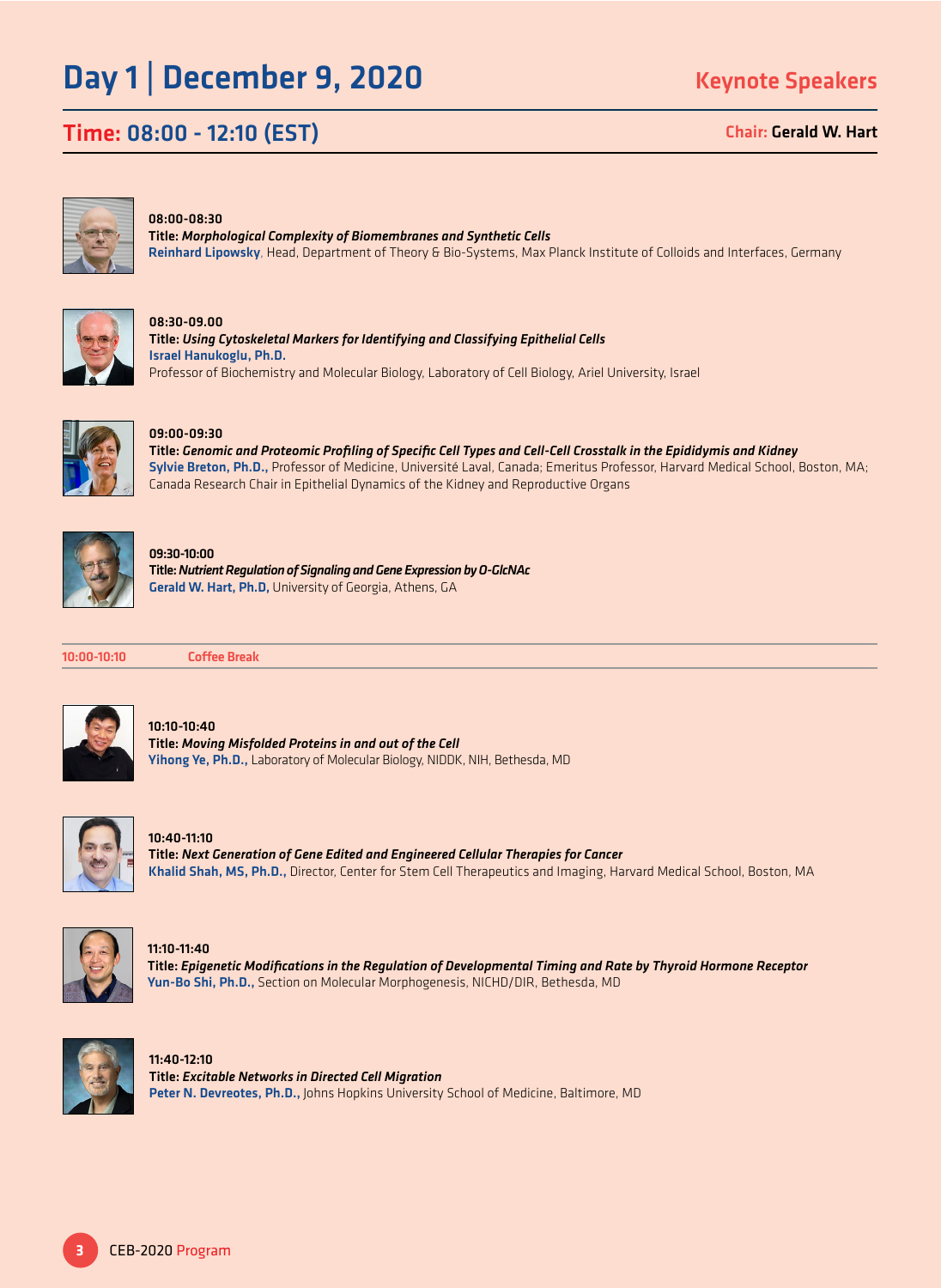# Day 1 | December 9, 2020

## Keynote Speakers

## Time: 08:00 - 12:10 (EST)

**Chair:** Gerald W. Hart

**08:00-08:30**
**Title:** ***Morphological Complexity of Biomembranes and Synthetic Cells***
**Reinhard Lipowsky**, Head, Department of Theory & Bio-Systems, Max Planck Institute of Colloids and Interfaces, Germany

**08:30-09.00**
**Title:** ***Using Cytoskeletal Markers for Identifying and Classifying Epithelial Cells***
**Israel Hanukoglu, Ph.D.**
Professor of Biochemistry and Molecular Biology, Laboratory of Cell Biology, Ariel University, Israel

**09:00-09:30**
**Title:** ***Genomic and Proteomic Profiling of Specific Cell Types and Cell-Cell Crosstalk in the Epididymis and Kidney***
**Sylvie Breton, Ph.D.,** Professor of Medicine, Université Laval, Canada; Emeritus Professor, Harvard Medical School, Boston, MA; Canada Research Chair in Epithelial Dynamics of the Kidney and Reproductive Organs

**09:30-10:00**
**Title:** ***Nutrient Regulation of Signaling and Gene Expression by O-GlcNAc***
**Gerald W. Hart, Ph.D,** University of Georgia, Athens, GA

**10:00-10:10** Coffee Break

**10:10-10:40**
**Title:** ***Moving Misfolded Proteins in and out of the Cell***
**Yihong Ye, Ph.D.,** Laboratory of Molecular Biology, NIDDK, NIH, Bethesda, MD

**10:40-11:10**
**Title:** ***Next Generation of Gene Edited and Engineered Cellular Therapies for Cancer***
**Khalid Shah, MS, Ph.D.,** Director, Center for Stem Cell Therapeutics and Imaging, Harvard Medical School, Boston, MA

**11:10-11:40**
**Title:** ***Epigenetic Modifications in the Regulation of Developmental Timing and Rate by Thyroid Hormone Receptor***
**Yun-Bo Shi, Ph.D.,** Section on Molecular Morphogenesis, NICHD/DIR, Bethesda, MD

**11:40-12:10**
**Title:** ***Excitable Networks in Directed Cell Migration***
**Peter N. Devreotes, Ph.D.,** Johns Hopkins University School of Medicine, Baltimore, MD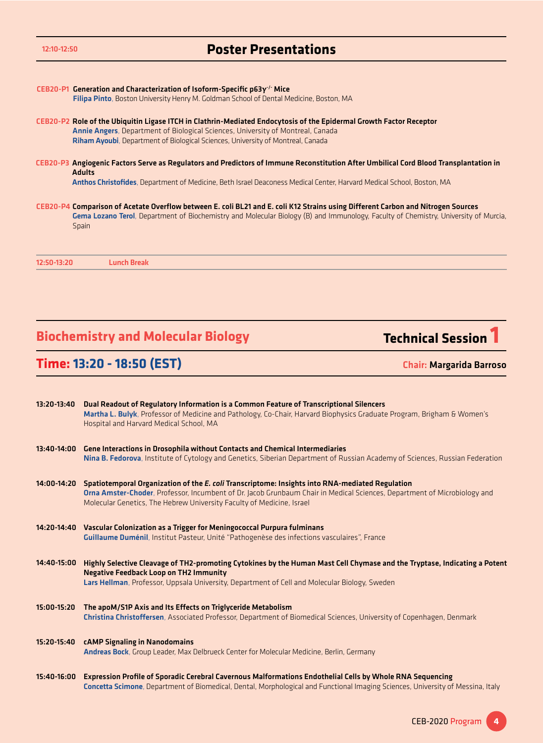## 12:10-12:50 Poster Presentations

**CEB20-P1 Generation and Characterization of Isoform-Specific p63$\gamma^{-/-}$ Mice**
**Filipa Pinto**, Boston University Henry M. Goldman School of Dental Medicine, Boston, MA

**CEB20-P2 Role of the Ubiquitin Ligase ITCH in Clathrin-Mediated Endocytosis of the Epidermal Growth Factor Receptor**
**Annie Angers**, Department of Biological Sciences, University of Montreal, Canada
**Riham Ayoubi**, Department of Biological Sciences, University of Montreal, Canada

**CEB20-P3 Angiogenic Factors Serve as Regulators and Predictors of Immune Reconstitution After Umbilical Cord Blood Transplantation in Adults**
**Anthos Christofides**, Department of Medicine, Beth Israel Deaconess Medical Center, Harvard Medical School, Boston, MA

**CEB20-P4 Comparison of Acetate Overflow between E. coli BL21 and E. coli K12 Strains using Different Carbon and Nitrogen Sources**
**Gema Lozano Terol**, Department of Biochemistry and Molecular Biology (B) and Immunology, Faculty of Chemistry, University of Murcia, Spain

**12:50-13:20** **Lunch Break**

## Biochemistry and Molecular Biology — Technical Session 1

**Time: 13:20 - 18:50 (EST)** **Chair: Margarida Barroso**

**13:20-13:40 Dual Readout of Regulatory Information is a Common Feature of Transcriptional Silencers**
**Martha L. Bulyk**, Professor of Medicine and Pathology, Co-Chair, Harvard Biophysics Graduate Program, Brigham & Women's Hospital and Harvard Medical School, MA

**13:40-14:00 Gene Interactions in Drosophila without Contacts and Chemical Intermediaries**
**Nina B. Fedorova**, Institute of Cytology and Genetics, Siberian Department of Russian Academy of Sciences, Russian Federation

**14:00-14:20 Spatiotemporal Organization of the *E. coli* Transcriptome: Insights into RNA-mediated Regulation**
**Orna Amster-Choder**, Professor, Incumbent of Dr. Jacob Grunbaum Chair in Medical Sciences, Department of Microbiology and Molecular Genetics, The Hebrew University Faculty of Medicine, Israel

**14:20-14:40 Vascular Colonization as a Trigger for Meningococcal Purpura fulminans**
**Guillaume Duménil**, Institut Pasteur, Unité "Pathogenèse des infections vasculaires", France

**14:40-15:00 Highly Selective Cleavage of TH2-promoting Cytokines by the Human Mast Cell Chymase and the Tryptase, Indicating a Potent Negative Feedback Loop on TH2 Immunity**
**Lars Hellman**, Professor, Uppsala University, Department of Cell and Molecular Biology, Sweden

**15:00-15:20 The apoM/S1P Axis and Its Effects on Triglyceride Metabolism**
**Christina Christoffersen**, Associated Professor, Department of Biomedical Sciences, University of Copenhagen, Denmark

**15:20-15:40 cAMP Signaling in Nanodomains**
**Andreas Bock**, Group Leader, Max Delbrueck Center for Molecular Medicine, Berlin, Germany

**15:40-16:00 Expression Profile of Sporadic Cerebral Cavernous Malformations Endothelial Cells by Whole RNA Sequencing**
**Concetta Scimone**, Department of Biomedical, Dental, Morphological and Functional Imaging Sciences, University of Messina, Italy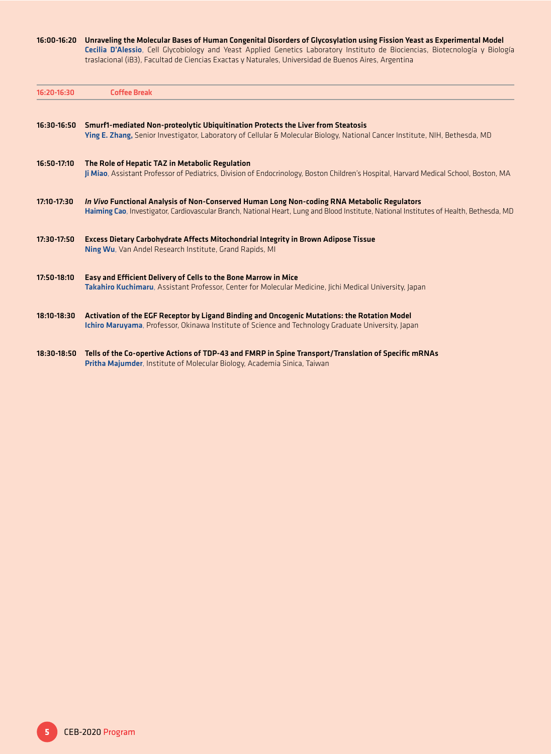**16:00-16:20** **Unraveling the Molecular Bases of Human Congenital Disorders of Glycosylation using Fission Yeast as Experimental Model**
**Cecilia D'Alessio**, Cell Glycobiology and Yeast Applied Genetics Laboratory Instituto de Biociencias, Biotecnología y Biología traslacional (iB3), Facultad de Ciencias Exactas y Naturales, Universidad de Buenos Aires, Argentina

---

**16:20-16:30** **Coffee Break**

---

**16:30-16:50** **Smurf1-mediated Non-proteolytic Ubiquitination Protects the Liver from Steatosis**
**Ying E. Zhang,** Senior Investigator, Laboratory of Cellular & Molecular Biology, National Cancer Institute, NIH, Bethesda, MD

**16:50-17:10** **The Role of Hepatic TAZ in Metabolic Regulation**
**Ji Miao**, Assistant Professor of Pediatrics, Division of Endocrinology, Boston Children's Hospital, Harvard Medical School, Boston, MA

**17:10-17:30** ***In Vivo* Functional Analysis of Non-Conserved Human Long Non-coding RNA Metabolic Regulators**
**Haiming Cao**, Investigator, Cardiovascular Branch, National Heart, Lung and Blood Institute, National Institutes of Health, Bethesda, MD

**17:30-17:50** **Excess Dietary Carbohydrate Affects Mitochondrial Integrity in Brown Adipose Tissue**
**Ning Wu**, Van Andel Research Institute, Grand Rapids, MI

**17:50-18:10** **Easy and Efficient Delivery of Cells to the Bone Marrow in Mice**
**Takahiro Kuchimaru**, Assistant Professor, Center for Molecular Medicine, Jichi Medical University, Japan

**18:10-18:30** **Activation of the EGF Receptor by Ligand Binding and Oncogenic Mutations: the Rotation Model**
**Ichiro Maruyama**, Professor, Okinawa Institute of Science and Technology Graduate University, Japan

**18:30-18:50** **Tells of the Co-opertive Actions of TDP-43 and FMRP in Spine Transport/Translation of Specific mRNAs**
**Pritha Majumder**, Institute of Molecular Biology, Academia Sinica, Taiwan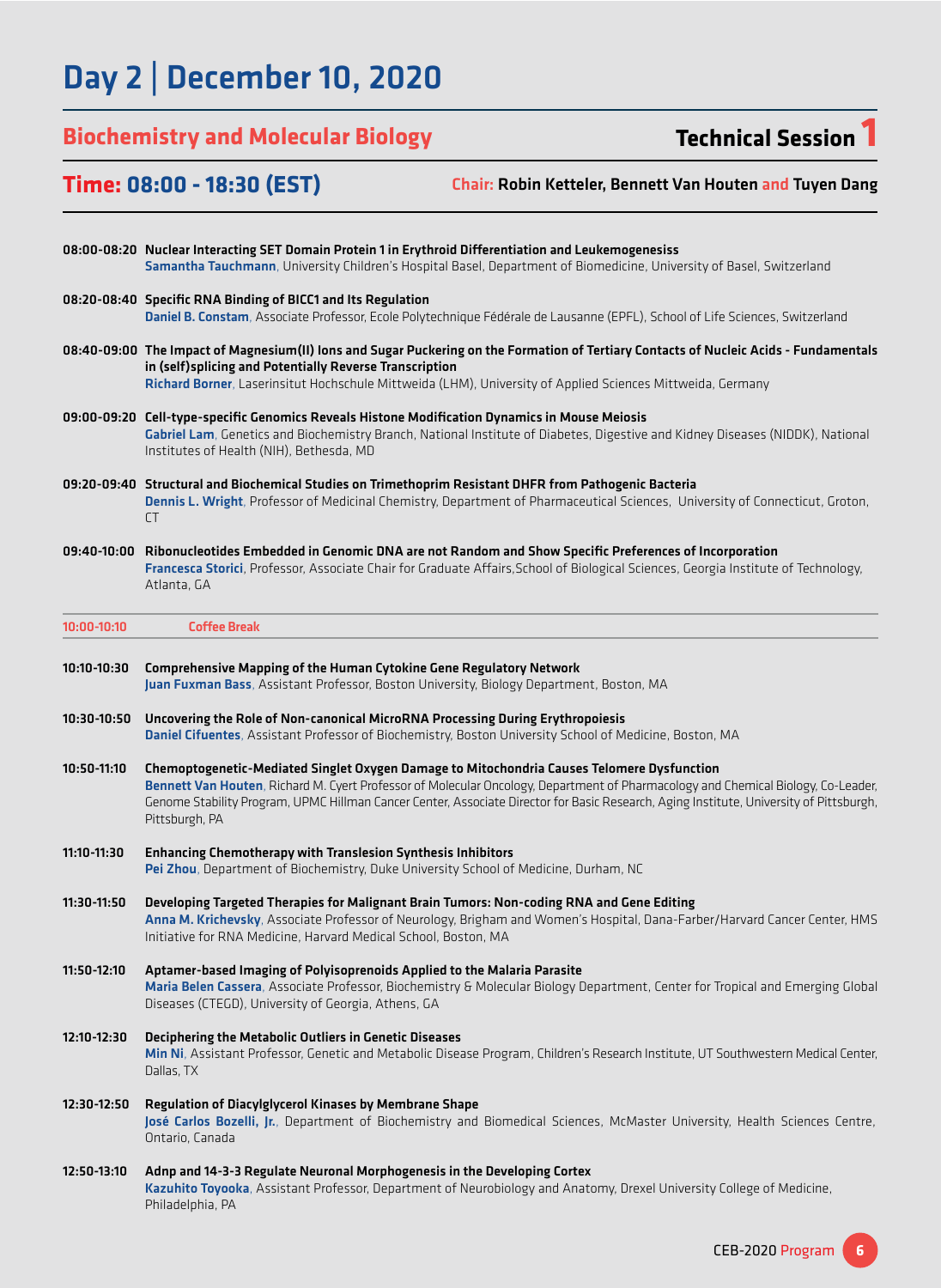# Day 2 | December 10, 2020

## Biochemistry and Molecular Biology — Technical Session 1

**Time: 08:00 - 18:30 (EST)** — **Chair:** Robin Ketteler, Bennett Van Houten and Tuyen Dang

**08:00-08:20 Nuclear Interacting SET Domain Protein 1 in Erythroid Differentiation and Leukemogenesiss**
**Samantha Tauchmann**, University Children's Hospital Basel, Department of Biomedicine, University of Basel, Switzerland

**08:20-08:40 Specific RNA Binding of BICC1 and Its Regulation**
**Daniel B. Constam**, Associate Professor, Ecole Polytechnique Fédérale de Lausanne (EPFL), School of Life Sciences, Switzerland

**08:40-09:00 The Impact of Magnesium(II) Ions and Sugar Puckering on the Formation of Tertiary Contacts of Nucleic Acids - Fundamentals in (self)splicing and Potentially Reverse Transcription**
**Richard Borner**, Laserinsitut Hochschule Mittweida (LHM), University of Applied Sciences Mittweida, Germany

**09:00-09:20 Cell-type-specific Genomics Reveals Histone Modification Dynamics in Mouse Meiosis**
**Gabriel Lam**, Genetics and Biochemistry Branch, National Institute of Diabetes, Digestive and Kidney Diseases (NIDDK), National Institutes of Health (NIH), Bethesda, MD

**09:20-09:40 Structural and Biochemical Studies on Trimethoprim Resistant DHFR from Pathogenic Bacteria**
**Dennis L. Wright**, Professor of Medicinal Chemistry, Department of Pharmaceutical Sciences, University of Connecticut, Groton, CT

**09:40-10:00 Ribonucleotides Embedded in Genomic DNA are not Random and Show Specific Preferences of Incorporation**
**Francesca Storici**, Professor, Associate Chair for Graduate Affairs,School of Biological Sciences, Georgia Institute of Technology, Atlanta, GA

**10:00-10:10 Coffee Break**

**10:10-10:30 Comprehensive Mapping of the Human Cytokine Gene Regulatory Network**
**Juan Fuxman Bass**, Assistant Professor, Boston University, Biology Department, Boston, MA

**10:30-10:50 Uncovering the Role of Non-canonical MicroRNA Processing During Erythropoiesis**
**Daniel Cifuentes**, Assistant Professor of Biochemistry, Boston University School of Medicine, Boston, MA

**10:50-11:10 Chemoptogenetic-Mediated Singlet Oxygen Damage to Mitochondria Causes Telomere Dysfunction**
**Bennett Van Houten**, Richard M. Cyert Professor of Molecular Oncology, Department of Pharmacology and Chemical Biology, Co-Leader, Genome Stability Program, UPMC Hillman Cancer Center, Associate Director for Basic Research, Aging Institute, University of Pittsburgh, Pittsburgh, PA

**11:10-11:30 Enhancing Chemotherapy with Translesion Synthesis Inhibitors**
**Pei Zhou**, Department of Biochemistry, Duke University School of Medicine, Durham, NC

**11:30-11:50 Developing Targeted Therapies for Malignant Brain Tumors: Non-coding RNA and Gene Editing**
**Anna M. Krichevsky**, Associate Professor of Neurology, Brigham and Women's Hospital, Dana-Farber/Harvard Cancer Center, HMS Initiative for RNA Medicine, Harvard Medical School, Boston, MA

**11:50-12:10 Aptamer-based Imaging of Polyisoprenoids Applied to the Malaria Parasite**
**Maria Belen Cassera**, Associate Professor, Biochemistry & Molecular Biology Department, Center for Tropical and Emerging Global Diseases (CTEGD), University of Georgia, Athens, GA

**12:10-12:30 Deciphering the Metabolic Outliers in Genetic Diseases**
**Min Ni**, Assistant Professor, Genetic and Metabolic Disease Program, Children's Research Institute, UT Southwestern Medical Center, Dallas, TX

**12:30-12:50 Regulation of Diacylglycerol Kinases by Membrane Shape**
**José Carlos Bozelli, Jr.**, Department of Biochemistry and Biomedical Sciences, McMaster University, Health Sciences Centre, Ontario, Canada

**12:50-13:10 Adnp and 14-3-3 Regulate Neuronal Morphogenesis in the Developing Cortex**
**Kazuhito Toyooka**, Assistant Professor, Department of Neurobiology and Anatomy, Drexel University College of Medicine, Philadelphia, PA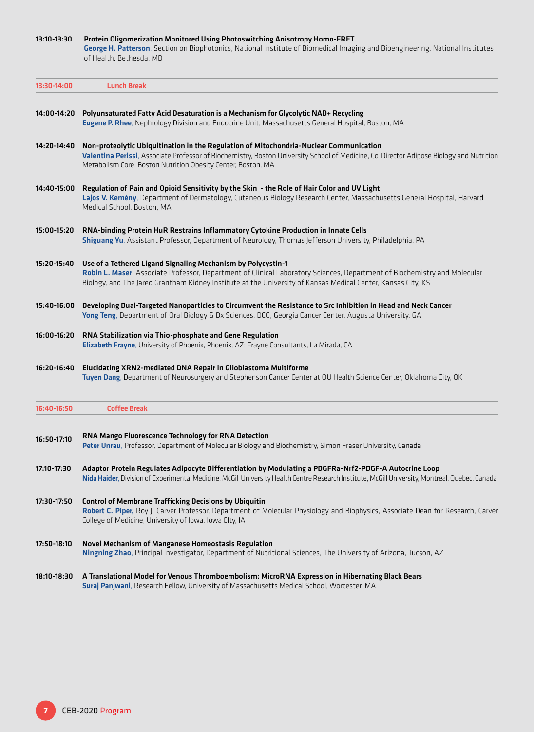**13:10-13:30** **Protein Oligomerization Monitored Using Photoswitching Anisotropy Homo-FRET**
**George H. Patterson**, Section on Biophotonics, National Institute of Biomedical Imaging and Bioengineering, National Institutes of Health, Bethesda, MD

**13:30-14:00** **Lunch Break**

**14:00-14:20** **Polyunsaturated Fatty Acid Desaturation is a Mechanism for Glycolytic NAD+ Recycling**
**Eugene P. Rhee**, Nephrology Division and Endocrine Unit, Massachusetts General Hospital, Boston, MA

**14:20-14:40** **Non-proteolytic Ubiquitination in the Regulation of Mitochondria-Nuclear Communication**
**Valentina Perissi**, Associate Professor of Biochemistry, Boston University School of Medicine, Co-Director Adipose Biology and Nutrition Metabolism Core, Boston Nutrition Obesity Center, Boston, MA

**14:40-15:00** **Regulation of Pain and Opioid Sensitivity by the Skin - the Role of Hair Color and UV Light**
**Lajos V. Kemény**, Department of Dermatology, Cutaneous Biology Research Center, Massachusetts General Hospital, Harvard Medical School, Boston, MA

**15:00-15:20** **RNA-binding Protein HuR Restrains Inflammatory Cytokine Production in Innate Cells**
**Shiguang Yu**, Assistant Professor, Department of Neurology, Thomas Jefferson University, Philadelphia, PA

**15:20-15:40** **Use of a Tethered Ligand Signaling Mechanism by Polycystin-1**
**Robin L. Maser**, Associate Professor, Department of Clinical Laboratory Sciences, Department of Biochemistry and Molecular Biology, and The Jared Grantham Kidney Institute at the University of Kansas Medical Center, Kansas City, KS

**15:40-16:00** **Developing Dual-Targeted Nanoparticles to Circumvent the Resistance to Src Inhibition in Head and Neck Cancer**
**Yong Teng**, Department of Oral Biology & Dx Sciences, DCG, Georgia Cancer Center, Augusta University, GA

**16:00-16:20** **RNA Stabilization via Thio-phosphate and Gene Regulation**
**Elizabeth Frayne**, University of Phoenix, Phoenix, AZ; Frayne Consultants, La Mirada, CA

**16:20-16:40** **Elucidating XRN2-mediated DNA Repair in Glioblastoma Multiforme**
**Tuyen Dang**, Department of Neurosurgery and Stephenson Cancer Center at OU Health Science Center, Oklahoma City, OK

**16:40-16:50** **Coffee Break**

**16:50-17:10** **RNA Mango Fluorescence Technology for RNA Detection**
**Peter Unrau**, Professor, Department of Molecular Biology and Biochemistry, Simon Fraser University, Canada

**17:10-17:30** **Adaptor Protein Regulates Adipocyte Differentiation by Modulating a PDGFRa-Nrf2-PDGF-A Autocrine Loop**
**Nida Haider**, Division of Experimental Medicine, McGill University Health Centre Research Institute, McGill University, Montreal, Quebec, Canada

**17:30-17:50** **Control of Membrane Trafficking Decisions by Ubiquitin**
**Robert C. Piper,** Roy J. Carver Professor, Department of Molecular Physiology and Biophysics, Associate Dean for Research, Carver College of Medicine, University of Iowa, Iowa CIty, IA

**17:50-18:10** **Novel Mechanism of Manganese Homeostasis Regulation**
**Ningning Zhao**, Principal Investigator, Department of Nutritional Sciences, The University of Arizona, Tucson, AZ

**18:10-18:30** **A Translational Model for Venous Thromboembolism: MicroRNA Expression in Hibernating Black Bears**
**Suraj Panjwani**, Research Fellow, University of Massachusetts Medical School, Worcester, MA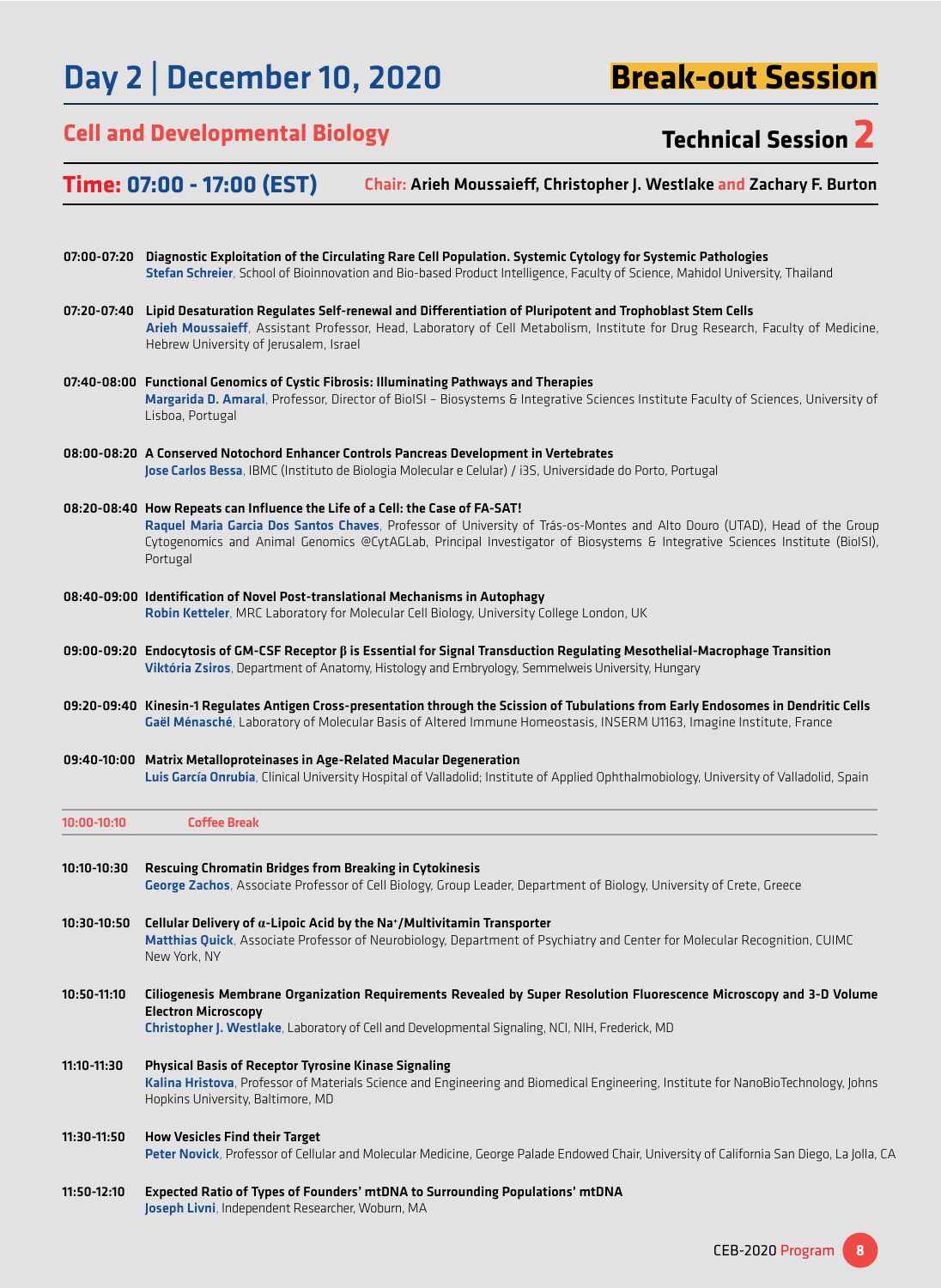# Day 2 | December 10, 2020

## Break-out Session

## Cell and Developmental Biology

## Technical Session 2

**Time: 07:00 - 17:00 (EST)** Chair: **Arieh Moussaieff, Christopher J. Westlake** and **Zachary F. Burton**

**07:00-07:20 Diagnostic Exploitation of the Circulating Rare Cell Population. Systemic Cytology for Systemic Pathologies**
**Stefan Schreier**, School of Bioinnovation and Bio-based Product Intelligence, Faculty of Science, Mahidol University, Thailand

**07:20-07:40 Lipid Desaturation Regulates Self-renewal and Differentiation of Pluripotent and Trophoblast Stem Cells**
**Arieh Moussaieff**, Assistant Professor, Head, Laboratory of Cell Metabolism, Institute for Drug Research, Faculty of Medicine, Hebrew University of Jerusalem, Israel

**07:40-08:00 Functional Genomics of Cystic Fibrosis: Illuminating Pathways and Therapies**
**Margarida D. Amaral**, Professor, Director of BioISI – Biosystems & Integrative Sciences Institute Faculty of Sciences, University of Lisboa, Portugal

**08:00-08:20 A Conserved Notochord Enhancer Controls Pancreas Development in Vertebrates**
**Jose Carlos Bessa**, IBMC (Instituto de Biologia Molecular e Celular) / i3S, Universidade do Porto, Portugal

**08:20-08:40 How Repeats can Influence the Life of a Cell: the Case of FA-SAT!**
**Raquel Maria Garcia Dos Santos Chaves**, Professor of University of Trás-os-Montes and Alto Douro (UTAD), Head of the Group Cytogenomics and Animal Genomics @CytAGLab, Principal Investigator of Biosystems & Integrative Sciences Institute (BioISI), Portugal

**08:40-09:00 Identification of Novel Post-translational Mechanisms in Autophagy**
**Robin Ketteler**, MRC Laboratory for Molecular Cell Biology, University College London, UK

**09:00-09:20 Endocytosis of GM-CSF Receptor β is Essential for Signal Transduction Regulating Mesothelial-Macrophage Transition**
**Viktória Zsiros**, Department of Anatomy, Histology and Embryology, Semmelweis University, Hungary

**09:20-09:40 Kinesin-1 Regulates Antigen Cross-presentation through the Scission of Tubulations from Early Endosomes in Dendritic Cells**
**Gaël Ménasché**, Laboratory of Molecular Basis of Altered Immune Homeostasis, INSERM U1163, Imagine Institute, France

**09:40-10:00 Matrix Metalloproteinases in Age-Related Macular Degeneration**
**Luis García Onrubia**, Clinical University Hospital of Valladolid; Institute of Applied Ophthalmobiology, University of Valladolid, Spain

**10:00-10:10 Coffee Break**

**10:10-10:30 Rescuing Chromatin Bridges from Breaking in Cytokinesis**
**George Zachos**, Associate Professor of Cell Biology, Group Leader, Department of Biology, University of Crete, Greece

**10:30-10:50 Cellular Delivery of α-Lipoic Acid by the $Na^+$/Multivitamin Transporter**
**Matthias Quick**, Associate Professor of Neurobiology, Department of Psychiatry and Center for Molecular Recognition, CUIMC New York, NY

**10:50-11:10 Ciliogenesis Membrane Organization Requirements Revealed by Super Resolution Fluorescence Microscopy and 3-D Volume Electron Microscopy**
**Christopher J. Westlake**, Laboratory of Cell and Developmental Signaling, NCI, NIH, Frederick, MD

**11:10-11:30 Physical Basis of Receptor Tyrosine Kinase Signaling**
**Kalina Hristova**, Professor of Materials Science and Engineering and Biomedical Engineering, Institute for NanoBioTechnology, Johns Hopkins University, Baltimore, MD

**11:30-11:50 How Vesicles Find their Target**
**Peter Novick**, Professor of Cellular and Molecular Medicine, George Palade Endowed Chair, University of California San Diego, La Jolla, CA

**11:50-12:10 Expected Ratio of Types of Founders' mtDNA to Surrounding Populations' mtDNA**
**Joseph Livni**, Independent Researcher, Woburn, MA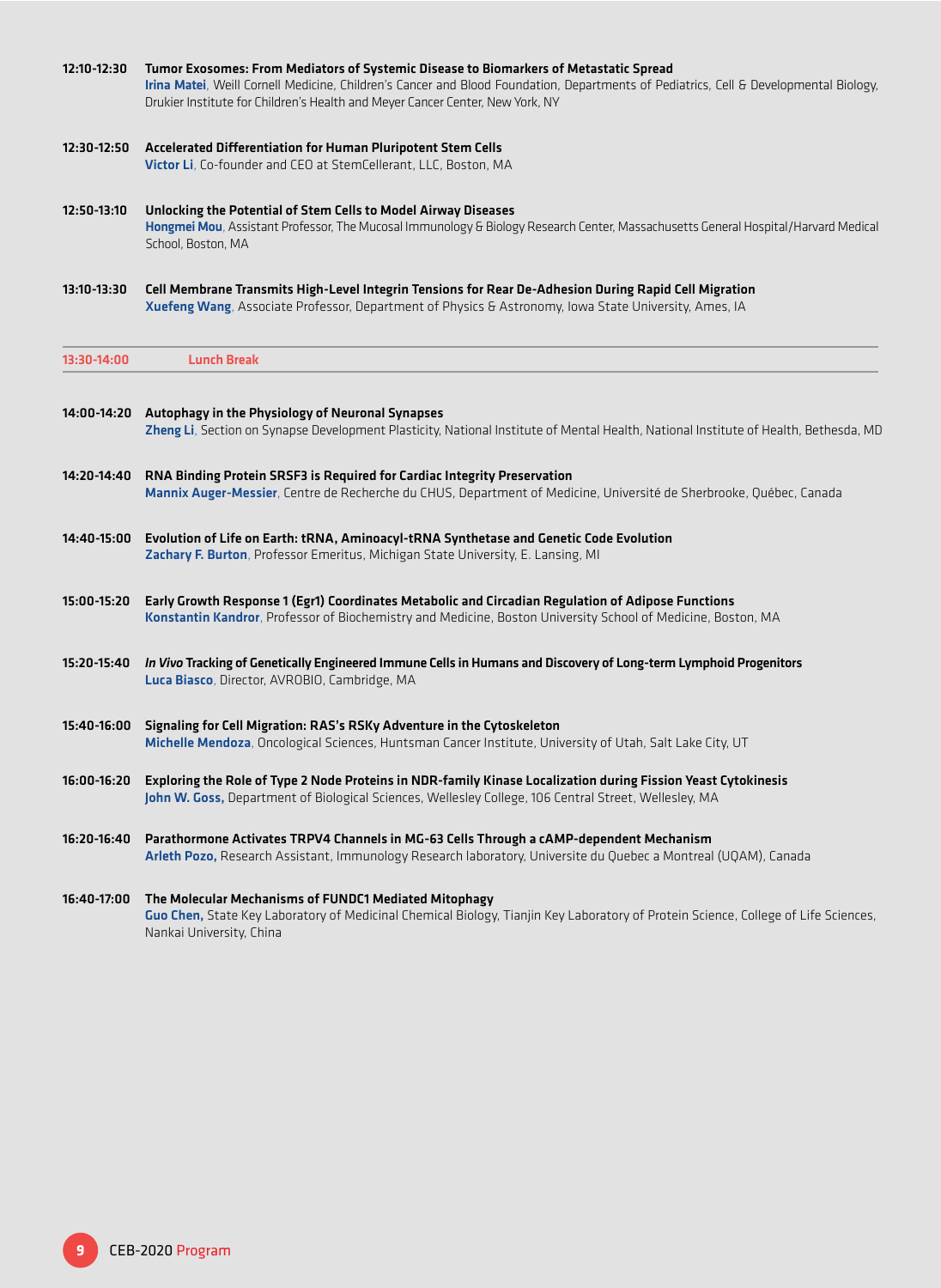**12:10-12:30** **Tumor Exosomes: From Mediators of Systemic Disease to Biomarkers of Metastatic Spread**
**Irina Matei**, Weill Cornell Medicine, Children's Cancer and Blood Foundation, Departments of Pediatrics, Cell & Developmental Biology, Drukier Institute for Children's Health and Meyer Cancer Center, New York, NY

**12:30-12:50** **Accelerated Differentiation for Human Pluripotent Stem Cells**
**Victor Li**, Co-founder and CEO at StemCellerant, LLC, Boston, MA

**12:50-13:10** **Unlocking the Potential of Stem Cells to Model Airway Diseases**
**Hongmei Mou**, Assistant Professor, The Mucosal Immunology & Biology Research Center, Massachusetts General Hospital/Harvard Medical School, Boston, MA

**13:10-13:30** **Cell Membrane Transmits High-Level Integrin Tensions for Rear De-Adhesion During Rapid Cell Migration**
**Xuefeng Wang**, Associate Professor, Department of Physics & Astronomy, Iowa State University, Ames, IA

**13:30-14:00** **Lunch Break**

**14:00-14:20** **Autophagy in the Physiology of Neuronal Synapses**
**Zheng Li**, Section on Synapse Development Plasticity, National Institute of Mental Health, National Institute of Health, Bethesda, MD

**14:20-14:40** **RNA Binding Protein SRSF3 is Required for Cardiac Integrity Preservation**
**Mannix Auger-Messier**, Centre de Recherche du CHUS, Department of Medicine, Université de Sherbrooke, Québec, Canada

**14:40-15:00** **Evolution of Life on Earth: tRNA, Aminoacyl-tRNA Synthetase and Genetic Code Evolution**
**Zachary F. Burton**, Professor Emeritus, Michigan State University, E. Lansing, MI

**15:00-15:20** **Early Growth Response 1 (Egr1) Coordinates Metabolic and Circadian Regulation of Adipose Functions**
**Konstantin Kandror**, Professor of Biochemistry and Medicine, Boston University School of Medicine, Boston, MA

**15:20-15:40** ***In Vivo* Tracking of Genetically Engineered Immune Cells in Humans and Discovery of Long-term Lymphoid Progenitors**
**Luca Biasco**, Director, AVROBIO, Cambridge, MA

**15:40-16:00** **Signaling for Cell Migration: RAS's RSKy Adventure in the Cytoskeleton**
**Michelle Mendoza**, Oncological Sciences, Huntsman Cancer Institute, University of Utah, Salt Lake City, UT

**16:00-16:20** **Exploring the Role of Type 2 Node Proteins in NDR-family Kinase Localization during Fission Yeast Cytokinesis**
**John W. Goss,** Department of Biological Sciences, Wellesley College, 106 Central Street, Wellesley, MA

**16:20-16:40** **Parathormone Activates TRPV4 Channels in MG-63 Cells Through a cAMP-dependent Mechanism**
**Arleth Pozo,** Research Assistant, Immunology Research laboratory, Universite du Quebec a Montreal (UQAM), Canada

**16:40-17:00** **The Molecular Mechanisms of FUNDC1 Mediated Mitophagy**
**Guo Chen,** State Key Laboratory of Medicinal Chemical Biology, Tianjin Key Laboratory of Protein Science, College of Life Sciences, Nankai University, China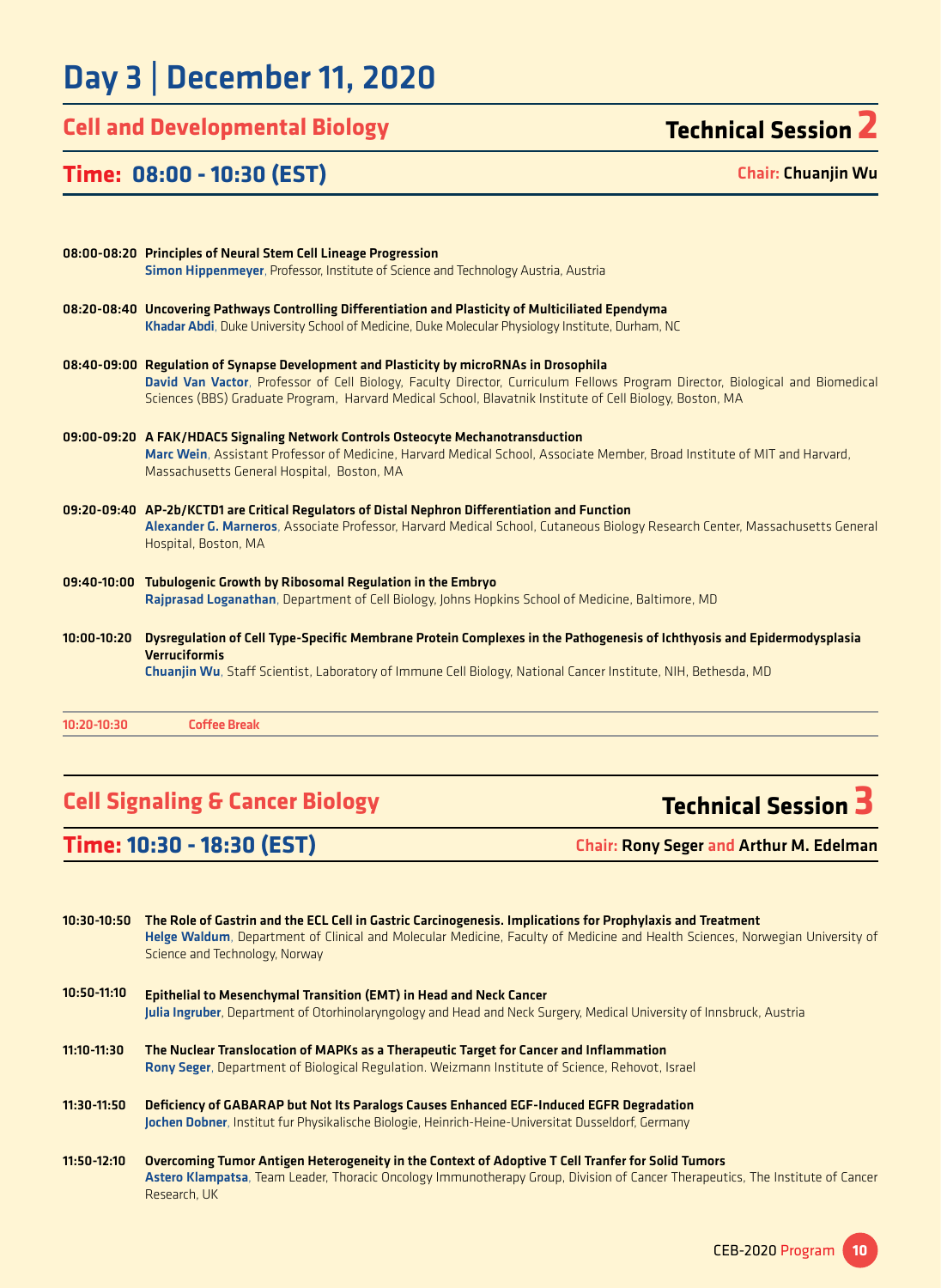# Day 3 | December 11, 2020

## Cell and Developmental Biology — Technical Session 2

**Time: 08:00 - 10:30 (EST)** — **Chair:** Chuanjin Wu

**08:00-08:20** **Principles of Neural Stem Cell Lineage Progression**
**Simon Hippenmeyer**, Professor, Institute of Science and Technology Austria, Austria

**08:20-08:40** **Uncovering Pathways Controlling Differentiation and Plasticity of Multiciliated Ependyma**
**Khadar Abdi**, Duke University School of Medicine, Duke Molecular Physiology Institute, Durham, NC

**08:40-09:00** **Regulation of Synapse Development and Plasticity by microRNAs in Drosophila**
**David Van Vactor**, Professor of Cell Biology, Faculty Director, Curriculum Fellows Program Director, Biological and Biomedical Sciences (BBS) Graduate Program, Harvard Medical School, Blavatnik Institute of Cell Biology, Boston, MA

**09:00-09:20** **A FAK/HDAC5 Signaling Network Controls Osteocyte Mechanotransduction**
**Marc Wein**, Assistant Professor of Medicine, Harvard Medical School, Associate Member, Broad Institute of MIT and Harvard, Massachusetts General Hospital, Boston, MA

**09:20-09:40** **AP-2b/KCTD1 are Critical Regulators of Distal Nephron Differentiation and Function**
**Alexander G. Marneros**, Associate Professor, Harvard Medical School, Cutaneous Biology Research Center, Massachusetts General Hospital, Boston, MA

**09:40-10:00** **Tubulogenic Growth by Ribosomal Regulation in the Embryo**
**Rajprasad Loganathan**, Department of Cell Biology, Johns Hopkins School of Medicine, Baltimore, MD

**10:00-10:20** **Dysregulation of Cell Type-Specific Membrane Protein Complexes in the Pathogenesis of Ichthyosis and Epidermodysplasia Verruciformis**
**Chuanjin Wu**, Staff Scientist, Laboratory of Immune Cell Biology, National Cancer Institute, NIH, Bethesda, MD

**10:20-10:30** **Coffee Break**

## Cell Signaling & Cancer Biology — Technical Session 3

**Time: 10:30 - 18:30 (EST)** — **Chair:** Rony Seger and Arthur M. Edelman

**10:30-10:50** **The Role of Gastrin and the ECL Cell in Gastric Carcinogenesis. Implications for Prophylaxis and Treatment**
**Helge Waldum**, Department of Clinical and Molecular Medicine, Faculty of Medicine and Health Sciences, Norwegian University of Science and Technology, Norway

**10:50-11:10** **Epithelial to Mesenchymal Transition (EMT) in Head and Neck Cancer**
**Julia Ingruber**, Department of Otorhinolaryngology and Head and Neck Surgery, Medical University of Innsbruck, Austria

**11:10-11:30** **The Nuclear Translocation of MAPKs as a Therapeutic Target for Cancer and Inflammation**
**Rony Seger**, Department of Biological Regulation. Weizmann Institute of Science, Rehovot, Israel

**11:30-11:50** **Deficiency of GABARAP but Not Its Paralogs Causes Enhanced EGF-Induced EGFR Degradation**
**Jochen Dobner**, Institut fur Physikalische Biologie, Heinrich-Heine-Universitat Dusseldorf, Germany

**11:50-12:10** **Overcoming Tumor Antigen Heterogeneity in the Context of Adoptive T Cell Tranfer for Solid Tumors**
**Astero Klampatsa**, Team Leader, Thoracic Oncology Immunotherapy Group, Division of Cancer Therapeutics, The Institute of Cancer Research, UK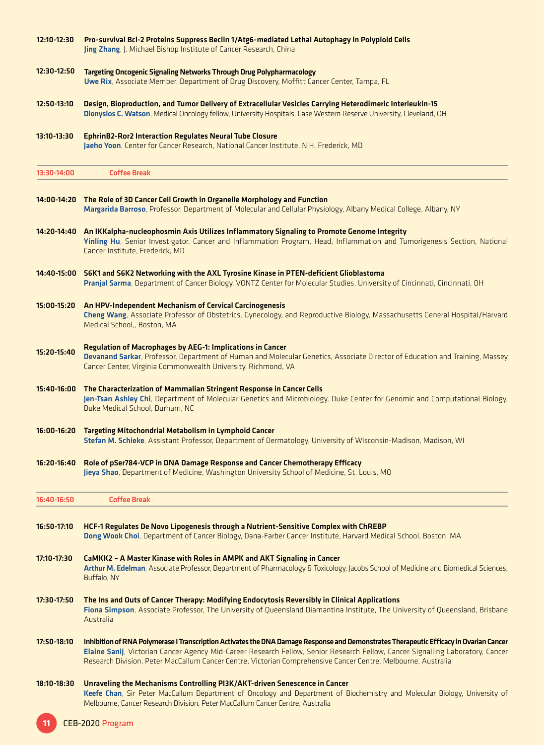**12:10-12:30** **Pro-survival Bcl-2 Proteins Suppress Beclin 1/Atg6-mediated Lethal Autophagy in Polyploid Cells**
**Jing Zhang**, J. Michael Bishop Institute of Cancer Research, China

**12:30-12:50** **Targeting Oncogenic Signaling Networks Through Drug Polypharmacology**
**Uwe Rix**, Associate Member, Department of Drug Discovery, Moffitt Cancer Center, Tampa, FL

**12:50-13:10** **Design, Bioproduction, and Tumor Delivery of Extracellular Vesicles Carrying Heterodimeric Interleukin-15**
**Dionysios C. Watson**, Medical Oncology fellow, University Hospitals, Case Western Reserve University, Cleveland, OH

**13:10-13:30** **EphrinB2-Ror2 Interaction Regulates Neural Tube Closure**
**Jaeho Yoon**, Center for Cancer Research, National Cancer Institute, NIH, Frederick, MD

---

**13:30-14:00** **Coffee Break**

---

**14:00-14:20** **The Role of 3D Cancer Cell Growth in Organelle Morphology and Function**
**Margarida Barroso**, Professor, Department of Molecular and Cellular Physiology, Albany Medical College, Albany, NY

**14:20-14:40** **An IKKalpha-nucleophosmin Axis Utilizes Inflammatory Signaling to Promote Genome Integrity**
**Yinling Hu**, Senior Investigator, Cancer and Inflammation Program, Head, Inflammation and Tumorigenesis Section, National Cancer Institute, Frederick, MD

**14:40-15:00** **S6K1 and S6K2 Networking with the AXL Tyrosine Kinase in PTEN-deficient Glioblastoma**
**Pranjal Sarma**, Department of Cancer Biology, VONTZ Center for Molecular Studies, University of Cincinnati, Cincinnati, OH

**15:00-15:20** **An HPV-Independent Mechanism of Cervical Carcinogenesis**
**Cheng Wang**, Associate Professor of Obstetrics, Gynecology, and Reproductive Biology, Massachusetts General Hospital/Harvard Medical School,, Boston, MA

**15:20-15:40** **Regulation of Macrophages by AEG-1: Implications in Cancer**
**Devanand Sarkar**, Professor, Department of Human and Molecular Genetics, Associate Director of Education and Training, Massey Cancer Center, Virginia Commonwealth University, Richmond, VA

**15:40-16:00** **The Characterization of Mammalian Stringent Response in Cancer Cells**
**Jen-Tsan Ashley Chi**, Department of Molecular Genetics and Microbiology, Duke Center for Genomic and Computational Biology, Duke Medical School, Durham, NC

**16:00-16:20** **Targeting Mitochondrial Metabolism in Lymphoid Cancer**
**Stefan M. Schieke**, Assistant Professor, Department of Dermatology, University of Wisconsin-Madison, Madison, WI

**16:20-16:40** **Role of pSer784-VCP in DNA Damage Response and Cancer Chemotherapy Efficacy**
**Jieya Shao**, Department of Medicine, Washington University School of Medicine, St. Louis, MO

---

**16:40-16:50** **Coffee Break**

---

**16:50-17:10** **HCF-1 Regulates De Novo Lipogenesis through a Nutrient-Sensitive Complex with ChREBP**
**Dong Wook Choi**, Department of Cancer Biology, Dana-Farber Cancer Institute, Harvard Medical School, Boston, MA

**17:10-17:30** **CaMKK2 – A Master Kinase with Roles in AMPK and AKT Signaling in Cancer**
**Arthur M. Edelman**, Associate Professor, Department of Pharmacology & Toxicology, Jacobs School of Medicine and Biomedical Sciences, Buffalo, NY

**17:30-17:50** **The Ins and Outs of Cancer Therapy: Modifying Endocytosis Reversibly in Clinical Applications**
**Fiona Simpson**, Associate Professor, The University of Queensland Diamantina Institute, The University of Queensland, Brisbane Australia

**17:50-18:10** **Inhibition of RNA Polymerase I Transcription Activates the DNA Damage Response and Demonstrates Therapeutic Efficacy in Ovarian Cancer**
**Elaine Sanij**, Victorian Cancer Agency Mid-Career Research Fellow, Senior Research Fellow, Cancer Signalling Laboratory, Cancer Research Division, Peter MacCallum Cancer Centre, Victorian Comprehensive Cancer Centre, Melbourne, Australia

**18:10-18:30** **Unraveling the Mechanisms Controlling PI3K/AKT-driven Senescence in Cancer**
**Keefe Chan**, Sir Peter MacCallum Department of Oncology and Department of Biochemistry and Molecular Biology, University of Melbourne, Cancer Research Division, Peter MacCallum Cancer Centre, Australia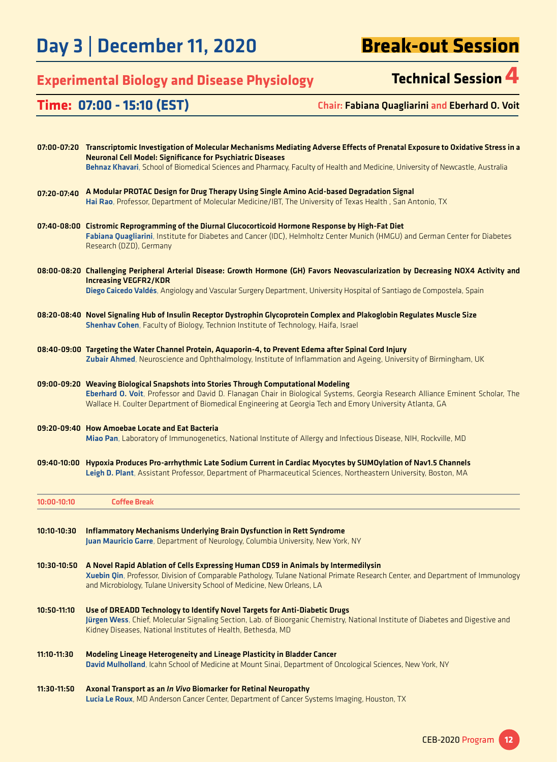# Day 3 | December 11, 2020

## Break-out Session

## Experimental Biology and Disease Physiology

## Technical Session 4

**Time: 07:00 - 15:10 (EST)**

**Chair:** Fabiana Quagliarini and Eberhard O. Voit

**07:00-07:20** **Transcriptomic Investigation of Molecular Mechanisms Mediating Adverse Effects of Prenatal Exposure to Oxidative Stress in a Neuronal Cell Model: Significance for Psychiatric Diseases**
**Behnaz Khavari**, School of Biomedical Sciences and Pharmacy, Faculty of Health and Medicine, University of Newcastle, Australia

**07:20-07:40** **A Modular PROTAC Design for Drug Therapy Using Single Amino Acid-based Degradation Signal**
**Hai Rao**, Professor, Department of Molecular Medicine/IBT, The University of Texas Health , San Antonio, TX

**07:40-08:00** **Cistromic Reprogramming of the Diurnal Glucocorticoid Hormone Response by High-Fat Diet**
**Fabiana Quagliarini**, Institute for Diabetes and Cancer (IDC), Helmholtz Center Munich (HMGU) and German Center for Diabetes Research (DZD), Germany

**08:00-08:20** **Challenging Peripheral Arterial Disease: Growth Hormone (GH) Favors Neovascularization by Decreasing NOX4 Activity and Increasing VEGFR2/KDR**
**Diego Caicedo Valdés**, Angiology and Vascular Surgery Department, University Hospital of Santiago de Compostela, Spain

**08:20-08:40** **Novel Signaling Hub of Insulin Receptor Dystrophin Glycoprotein Complex and Plakoglobin Regulates Muscle Size**
**Shenhav Cohen**, Faculty of Biology, Technion Institute of Technology, Haifa, Israel

**08:40-09:00** **Targeting the Water Channel Protein, Aquaporin-4, to Prevent Edema after Spinal Cord Injury**
**Zubair Ahmed**, Neuroscience and Ophthalmology, Institute of Inflammation and Ageing, University of Birmingham, UK

**09:00-09:20** **Weaving Biological Snapshots into Stories Through Computational Modeling**
**Eberhard O. Voit**, Professor and David D. Flanagan Chair in Biological Systems, Georgia Research Alliance Eminent Scholar, The Wallace H. Coulter Department of Biomedical Engineering at Georgia Tech and Emory University Atlanta, GA

**09:20-09:40** **How Amoebae Locate and Eat Bacteria**
**Miao Pan**, Laboratory of Immunogenetics, National Institute of Allergy and Infectious Disease, NIH, Rockville, MD

**09:40-10:00** **Hypoxia Produces Pro-arrhythmic Late Sodium Current in Cardiac Myocytes by SUMOylation of Nav1.5 Channels**
**Leigh D. Plant**, Assistant Professor, Department of Pharmaceutical Sciences, Northeastern University, Boston, MA

**10:00-10:10** **Coffee Break**

**10:10-10:30** **Inflammatory Mechanisms Underlying Brain Dysfunction in Rett Syndrome**
**Juan Mauricio Garre**, Department of Neurology, Columbia University, New York, NY

**10:30-10:50** **A Novel Rapid Ablation of Cells Expressing Human CD59 in Animals by Intermedilysin**
**Xuebin Qin**, Professor, Division of Comparable Pathology, Tulane National Primate Research Center, and Department of Immunology and Microbiology, Tulane University School of Medicine, New Orleans, LA

**10:50-11:10** **Use of DREADD Technology to Identify Novel Targets for Anti-Diabetic Drugs**
**Jürgen Wess**, Chief, Molecular Signaling Section, Lab. of Bioorganic Chemistry, National Institute of Diabetes and Digestive and Kidney Diseases, National Institutes of Health, Bethesda, MD

**11:10-11:30** **Modeling Lineage Heterogeneity and Lineage Plasticity in Bladder Cancer**
**David Mulholland**, Icahn School of Medicine at Mount Sinai, Department of Oncological Sciences, New York, NY

**11:30-11:50** **Axonal Transport as an *In Vivo* Biomarker for Retinal Neuropathy**
**Lucia Le Roux**, MD Anderson Cancer Center, Department of Cancer Systems Imaging, Houston, TX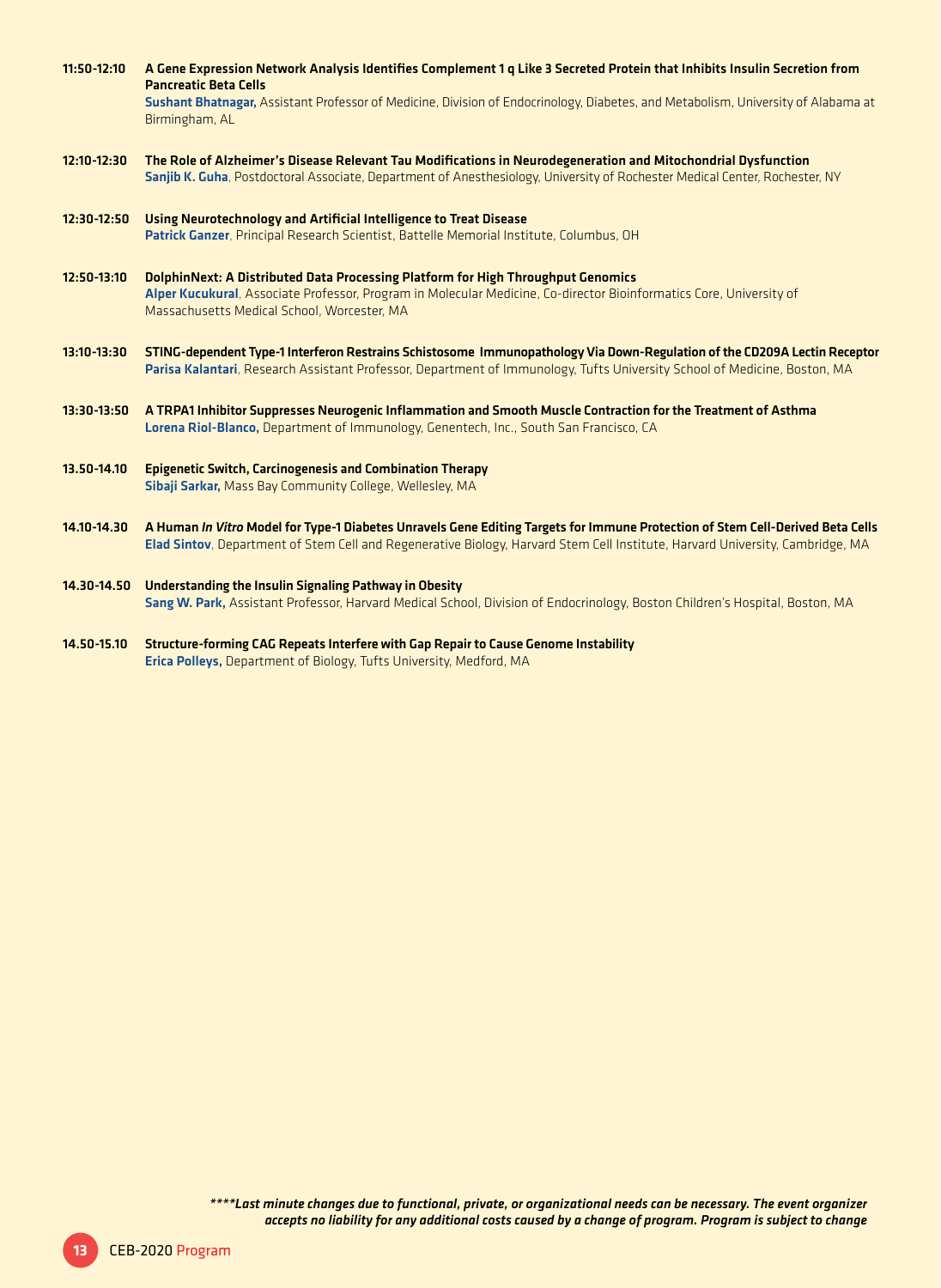**11:50-12:10** **A Gene Expression Network Analysis Identifies Complement 1 q Like 3 Secreted Protein that Inhibits Insulin Secretion from Pancreatic Beta Cells**
**Sushant Bhatnagar,** Assistant Professor of Medicine, Division of Endocrinology, Diabetes, and Metabolism, University of Alabama at Birmingham, AL

**12:10-12:30** **The Role of Alzheimer's Disease Relevant Tau Modifications in Neurodegeneration and Mitochondrial Dysfunction**
**Sanjib K. Guha**, Postdoctoral Associate, Department of Anesthesiology, University of Rochester Medical Center, Rochester, NY

**12:30-12:50** **Using Neurotechnology and Artificial Intelligence to Treat Disease**
**Patrick Ganzer**, Principal Research Scientist, Battelle Memorial Institute, Columbus, OH

**12:50-13:10** **DolphinNext: A Distributed Data Processing Platform for High Throughput Genomics**
**Alper Kucukural**, Associate Professor, Program in Molecular Medicine, Co-director Bioinformatics Core, University of Massachusetts Medical School, Worcester, MA

**13:10-13:30** **STING-dependent Type-1 Interferon Restrains Schistosome Immunopathology Via Down-Regulation of the CD209A Lectin Receptor**
**Parisa Kalantari**, Research Assistant Professor, Department of Immunology, Tufts University School of Medicine, Boston, MA

**13:30-13:50** **A TRPA1 Inhibitor Suppresses Neurogenic Inflammation and Smooth Muscle Contraction for the Treatment of Asthma**
**Lorena Riol-Blanco,** Department of Immunology, Genentech, Inc., South San Francisco, CA

**13.50-14.10** **Epigenetic Switch, Carcinogenesis and Combination Therapy**
**Sibaji Sarkar,** Mass Bay Community College, Wellesley, MA

**14.10-14.30** **A Human *In Vitro* Model for Type-1 Diabetes Unravels Gene Editing Targets for Immune Protection of Stem Cell-Derived Beta Cells**
**Elad Sintov**, Department of Stem Cell and Regenerative Biology, Harvard Stem Cell Institute, Harvard University, Cambridge, MA

**14.30-14.50** **Understanding the Insulin Signaling Pathway in Obesity**
**Sang W. Park,** Assistant Professor, Harvard Medical School, Division of Endocrinology, Boston Children's Hospital, Boston, MA

**14.50-15.10** **Structure-forming CAG Repeats Interfere with Gap Repair to Cause Genome Instability**
**Erica Polleys,** Department of Biology, Tufts University, Medford, MA

***\*\*\*\*Last minute changes due to functional, private, or organizational needs can be necessary. The event organizer accepts no liability for any additional costs caused by a change of program. Program is subject to change***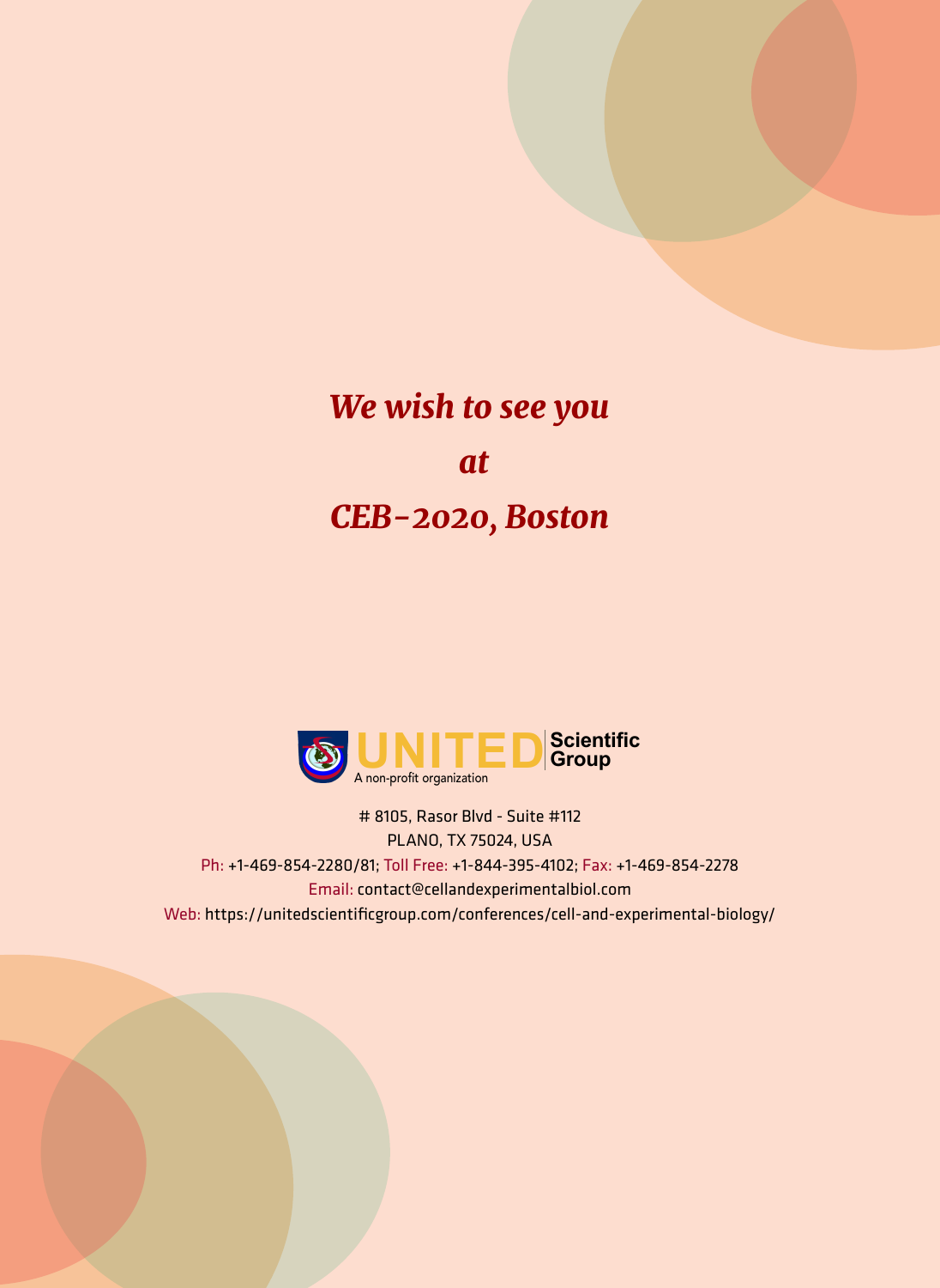*We wish to see you*

*at*

*CEB-2020, Boston*

UNITED Scientific Group

A non-profit organization

# 8105, Rasor Blvd - Suite #112

PLANO, TX 75024, USA

Ph: +1-469-854-2280/81; Toll Free: +1-844-395-4102; Fax: +1-469-854-2278

Email: contact@cellandexperimentalbiol.com

Web: https://unitedscientificgroup.com/conferences/cell-and-experimental-biology/